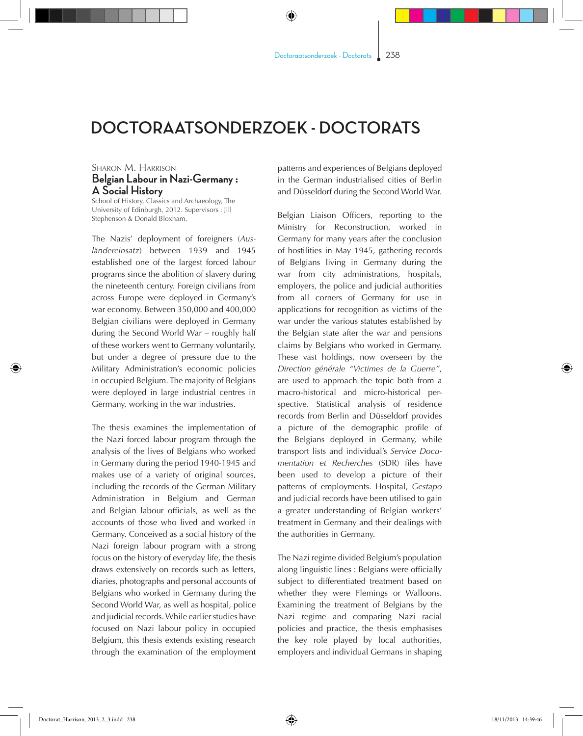# DOCTORAATSONDERZOEK - DOCTORATS

Sharon M. Harrison

## Belgian Labour in Nazi-Germany : A Social History

School of History, Classics and Archaeology, The University of Edinburgh, 2012. Supervisors : Jill Stephenson & Donald Bloxham.

The Nazis' deployment of foreigners (*Ausländereinsatz*) between 1939 and 1945 established one of the largest forced labour programs since the abolition of slavery during the nineteenth century. Foreign civilians from across Europe were deployed in Germany's war economy. Between 350,000 and 400,000 Belgian civilians were deployed in Germany during the Second World War – roughly half of these workers went to Germany voluntarily, but under a degree of pressure due to the Military Administration's economic policies in occupied Belgium. The majority of Belgians were deployed in large industrial centres in Germany, working in the war industries.

The thesis examines the implementation of the Nazi forced labour program through the analysis of the lives of Belgians who worked in Germany during the period 1940-1945 and makes use of a variety of original sources, including the records of the German Military Administration in Belgium and German and Belgian labour officials, as well as the accounts of those who lived and worked in Germany. Conceived as a social history of the Nazi foreign labour program with a strong focus on the history of everyday life, the thesis draws extensively on records such as letters, diaries, photographs and personal accounts of Belgians who worked in Germany during the Second World War, as well as hospital, police and judicial records. While earlier studies have focused on Nazi labour policy in occupied Belgium, this thesis extends existing research through the examination of the employment patterns and experiences of Belgians deployed in the German industrialised cities of Berlin and Düsseldorf during the Second World War.

Belgian Liaison Officers, reporting to the Ministry for Reconstruction, worked in Germany for many years after the conclusion of hostilities in May 1945, gathering records of Belgians living in Germany during the war from city administrations, hospitals, employers, the police and judicial authorities from all corners of Germany for use in applications for recognition as victims of the war under the various statutes established by the Belgian state after the war and pensions claims by Belgians who worked in Germany. These vast holdings, now overseen by the *Direction générale "Victimes de la Guerre"*, are used to approach the topic both from a macro-historical and micro-historical perspective. Statistical analysis of residence records from Berlin and Düsseldorf provides a picture of the demographic profile of the Belgians deployed in Germany, while transport lists and individual's *Service Documentation et Recherches* (SDR) files have been used to develop a picture of their patterns of employments. Hospital, *Gestapo* and judicial records have been utilised to gain a greater understanding of Belgian workers' treatment in Germany and their dealings with the authorities in Germany.

The Nazi regime divided Belgium's population along linguistic lines : Belgians were officially subject to differentiated treatment based on whether they were Flemings or Walloons. Examining the treatment of Belgians by the Nazi regime and comparing Nazi racial policies and practice, the thesis emphasises the key role played by local authorities, employers and individual Germans in shaping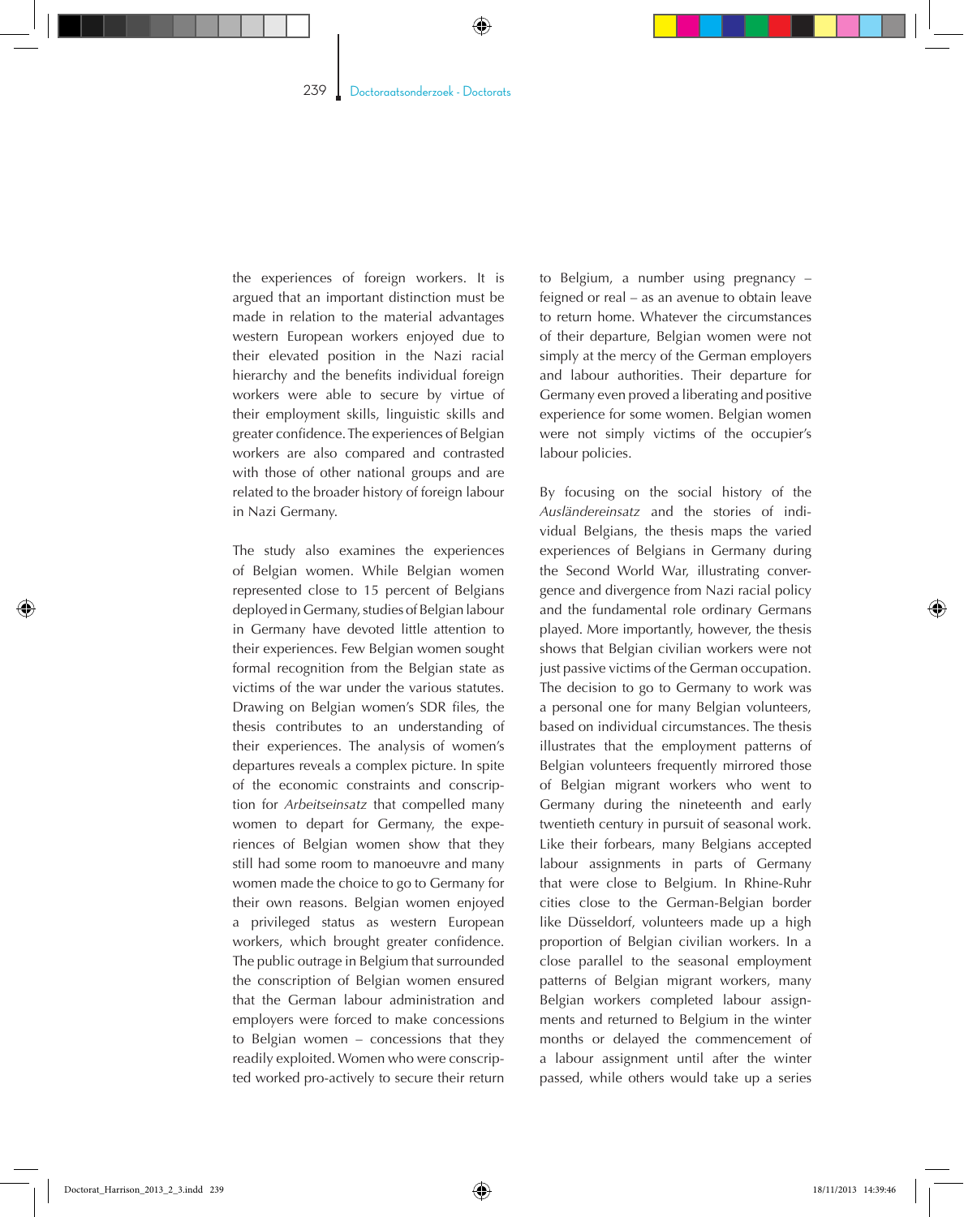the experiences of foreign workers. It is argued that an important distinction must be made in relation to the material advantages western European workers enjoyed due to their elevated position in the Nazi racial hierarchy and the benefits individual foreign workers were able to secure by virtue of their employment skills, linguistic skills and greater confidence. The experiences of Belgian workers are also compared and contrasted with those of other national groups and are related to the broader history of foreign labour in Nazi Germany.

The study also examines the experiences of Belgian women. While Belgian women represented close to 15 percent of Belgians deployed in Germany, studies of Belgian labour in Germany have devoted little attention to their experiences. Few Belgian women sought formal recognition from the Belgian state as victims of the war under the various statutes. Drawing on Belgian women's SDR files, the thesis contributes to an understanding of their experiences. The analysis of women's departures reveals a complex picture. In spite of the economic constraints and conscription for *Arbeitseinsatz* that compelled many women to depart for Germany, the experiences of Belgian women show that they still had some room to manoeuvre and many women made the choice to go to Germany for their own reasons. Belgian women enjoyed a privileged status as western European workers, which brought greater confidence. The public outrage in Belgium that surrounded the conscription of Belgian women ensured that the German labour administration and employers were forced to make concessions to Belgian women – concessions that they readily exploited. Women who were conscripted worked pro-actively to secure their return to Belgium, a number using pregnancy – feigned or real – as an avenue to obtain leave to return home. Whatever the circumstances of their departure, Belgian women were not simply at the mercy of the German employers and labour authorities. Their departure for Germany even proved a liberating and positive experience for some women. Belgian women were not simply victims of the occupier's labour policies.

By focusing on the social history of the *Ausländereinsatz* and the stories of individual Belgians, the thesis maps the varied experiences of Belgians in Germany during the Second World War, illustrating convergence and divergence from Nazi racial policy and the fundamental role ordinary Germans played. More importantly, however, the thesis shows that Belgian civilian workers were not just passive victims of the German occupation. The decision to go to Germany to work was a personal one for many Belgian volunteers, based on individual circumstances. The thesis illustrates that the employment patterns of Belgian volunteers frequently mirrored those of Belgian migrant workers who went to Germany during the nineteenth and early twentieth century in pursuit of seasonal work. Like their forbears, many Belgians accepted labour assignments in parts of Germany that were close to Belgium. In Rhine-Ruhr cities close to the German-Belgian border like Düsseldorf, volunteers made up a high proportion of Belgian civilian workers. In a close parallel to the seasonal employment patterns of Belgian migrant workers, many Belgian workers completed labour assignments and returned to Belgium in the winter months or delayed the commencement of a labour assignment until after the winter passed, while others would take up a series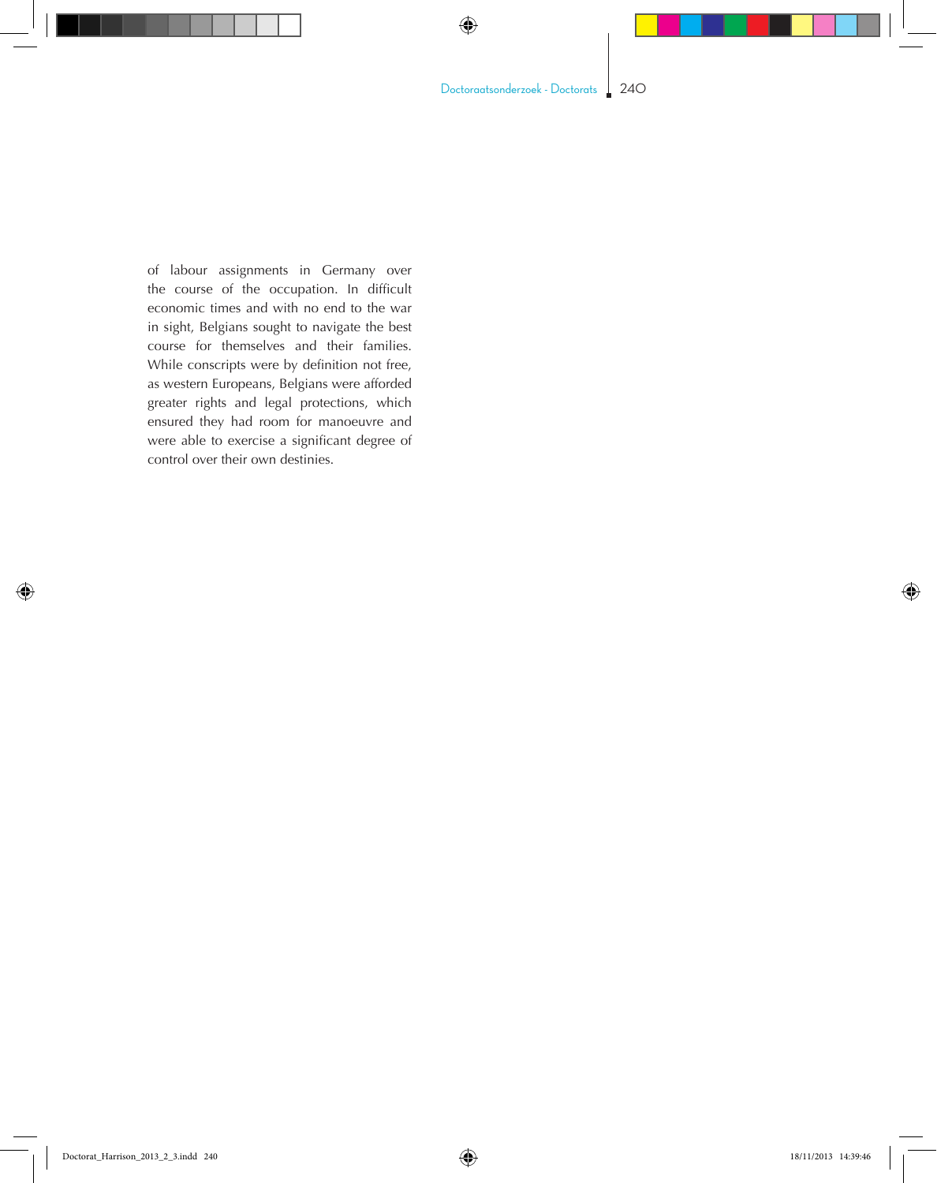of labour assignments in Germany over the course of the occupation. In difficult economic times and with no end to the war in sight, Belgians sought to navigate the best course for themselves and their families. While conscripts were by definition not free, as western Europeans, Belgians were afforded greater rights and legal protections, which ensured they had room for manoeuvre and were able to exercise a significant degree of control over their own destinies.